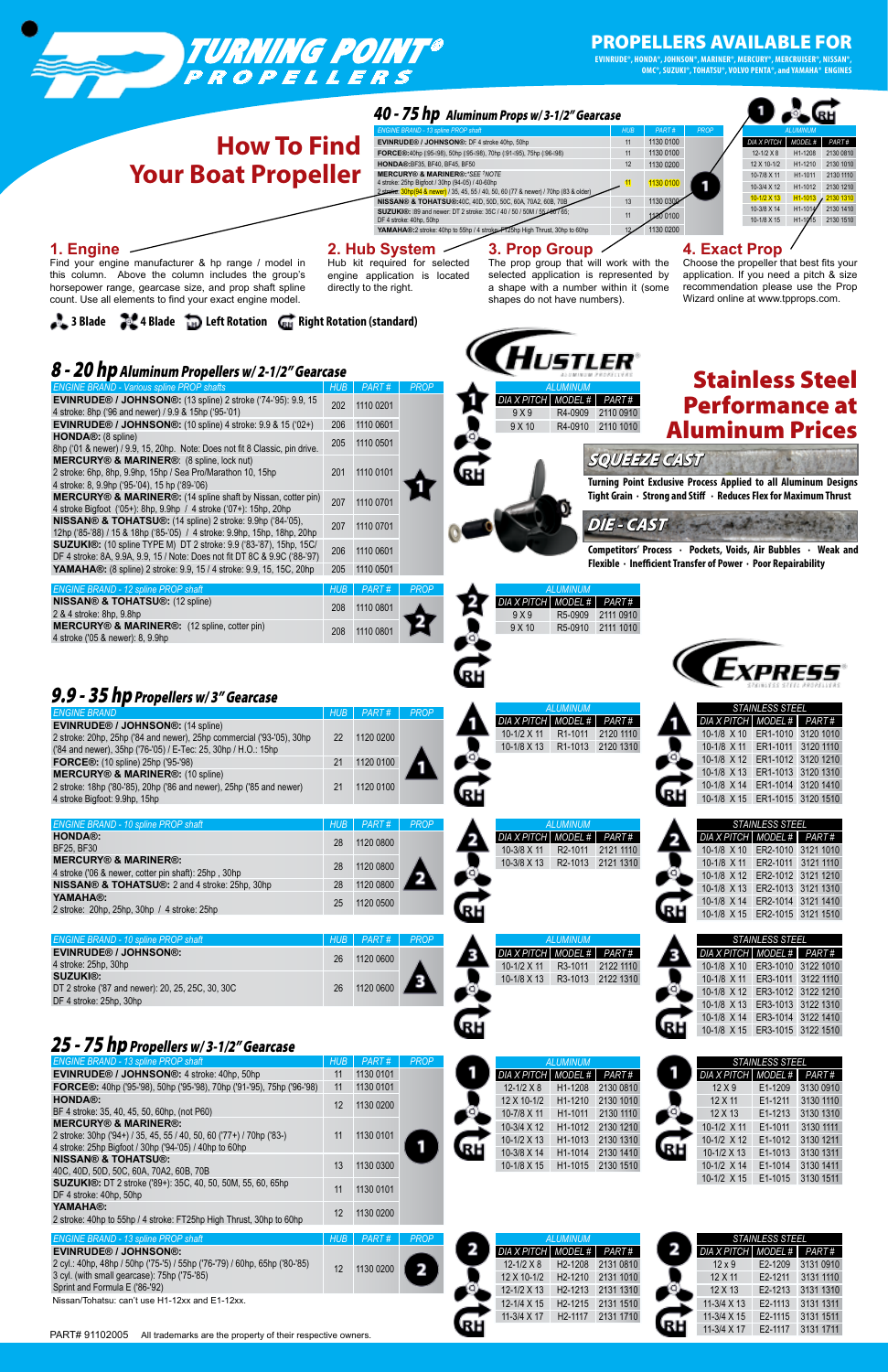# TURNING POINT® PROPELLERS

## PROPELLERS AVAILABLE FOR

EVINRUDE®, HONDA®, JOHNSON®, MARINER®, MERCURY®, MERCRUISER®, NISSAN®, OMC®, SUZUKI®, TOHATSU®, VOLVO PENTA®, and YAMAHA® ENGINES

# How To Find Your Boat Propeller

### 40 - 75 hp Aluminum Props w/ 3-1/2" Gearcase

| ENGINE BRAND - 13 spline PROP shaft | HUB | PART # | PROP |
|---|---|---|---|
| EVINRUDE® / JOHNSON®: DF 4 stroke 40hp, 50hp | 11 | 1130 0100 | |
| FORCE®: 40hp ('95-'98), 50hp ('95-'98), 70hp ('91-'95), 75hp ('96-'98) | 11 | 1130 0100 | |
| HONDA®: BF35, BF40, BF45, BF50 | 12 | 1130 0200 | |
| MERCURY® & MARINER®: *SEE *NOTE 4 stroke: 25hp Bigfoot / 30hp (94-05) / 40-60hp 2 stroke: 30hp (94 & newer) / 35, 45, 55 / 40, 50, 60 (77 & newer) / 70hp (83 & older) | 11 | 1130 0100 | 1 |
| NISSAN® & TOHATSU®: 40C, 40D, 50D, 50C, 60A, 70A2, 60B, 70B | 13 | 1130 0300 | |
| SUZUKI®: i89 and newer: DT 2 stroke: 35C / 40 / 50 / 50M / 55 / 60 / 65; DF 4 stroke: 40hp, 50hp | 11 | 1130 0100 | |
| YAMAHA®: 2 stroke: 40hp to 55hp / 4 stroke: FT25hp High Thrust, 30hp to 60hp | 12 | 1130 0200 | |

| ALUMINUM | | |
|---|---|---|
| DIA X PITCH | MODEL # | PART # |
| 12-1/2 X 8 | H1-1208 | 2130 0810 |
| 12 X 10-1/2 | H1-1210 | 2130 1010 |
| 10-7/8 X 11 | H1-1011 | 2130 1110 |
| 10-3/4 X 12 | H1-1012 | 2130 1210 |
| 10-1/2 X 13 | H1-1013 | 2130 1310 |
| 10-3/8 X 14 | H1-1014 | 2130 1410 |
| 10-1/8 X 15 | H1-1015 | 2130 1510 |

**1. Engine**
Find your engine manufacturer & hp range / model in this column. Above the column includes the group's horsepower range, gearcase size, and prop shaft spline count. Use all elements to find your exact engine model.

**2. Hub System**
Hub kit required for selected engine application is located directly to the right.

**3. Prop Group**
The prop group that will work with the selected application is represented by a shape with a number within it (some shapes do not have numbers).

**4. Exact Prop**
Choose the propeller that best fits your application. If you need a pitch & size recommendation please use the Prop Wizard online at www.tpprops.com.

3 Blade · 4 Blade · Left Rotation · Right Rotation (standard)

## 8 - 20 hp Aluminum Propellers w/ 2-1/2" Gearcase

| ENGINE BRAND - Various spline PROP shafts | HUB | PART # | PROP |
|---|---|---|---|
| EVINRUDE® / JOHNSON®: (13 spline) 2 stroke ('74-'95): 9.9, 15 4 stroke: 8hp ('96 and newer) / 9.9 & 15hp ('95-'01) | 202 | 1110 0201 | 1 |
| EVINRUDE® / JOHNSON®: (10 spline) 4 stroke: 9.9 & 15 ('02+) | 206 | 1110 0601 | 1 |
| HONDA®: (8 spline) 8hp ('01 & newer) / 9.9, 15, 20hp. Note: Does not fit 8 Classic, pin drive. | 205 | 1110 0501 | 1 |
| MERCURY® & MARINER®: (8 spline, lock nut) 2 stroke: 6hp, 8hp, 9.9hp, 15hp / Sea Pro/Marathon 10, 15hp 4 stroke: 8, 9.9hp ('95-'04), 15 hp ('89-'06) | 201 | 1110 0101 | 1 |
| MERCURY® & MARINER®: (14 spline shaft by Nissan, cotter pin) 4 stroke Bigfoot ('05+): 8hp, 9.9hp / 4 stroke ('07+): 15hp, 20hp | 207 | 1110 0701 | 1 |
| NISSAN® & TOHATSU®: (14 spline) 2 stroke: 9.9hp ('84-'05), 12hp ('85-'88) / 15 & 18hp ('85-'05) / 4 stroke: 9.9hp, 15hp, 18hp, 20hp | 207 | 1110 0701 | 1 |
| SUZUKI®: (10 spline TYPE M) DT 2 stroke: 9.9 ('83-'87), 15hp, 15C/ DF 4 stroke: 8A, 9.9A, 9.9, 15 / Note: Does not fit DT 8C & 9.9C ('88-'97) | 206 | 1110 0601 | 1 |
| YAMAHA®: (8 spline) 2 stroke: 9.9, 15 / 4 stroke: 9.9, 15C, 20hp | 205 | 1110 0501 | 1 |

| ENGINE BRAND - 12 spline PROP shaft | HUB | PART # | PROP |
|---|---|---|---|
| NISSAN® & TOHATSU®: (12 spline) 2 & 4 stroke: 8hp, 9.8hp | 208 | 1110 0801 | 2 |
| MERCURY® & MARINER®: (12 spline, cotter pin) 4 stroke ('05 & newer): 8, 9.9hp | 208 | 1110 0801 | 2 |

**HUSTLER** Aluminum Propellers

Prop group 1 (RH):

| ALUMINUM | | |
|---|---|---|
| DIA X PITCH | MODEL # | PART # |
| 9 X 9 | R4-0909 | 2110 0910 |
| 9 X 10 | R4-0910 | 2110 1010 |

Prop group 2 (RH):

| ALUMINUM | | |
|---|---|---|
| DIA X PITCH | MODEL # | PART # |
| 9 X 9 | R5-0909 | 2111 0910 |
| 9 X 10 | R5-0910 | 2111 1010 |

# Stainless Steel Performance at Aluminum Prices

**SQUEEZE CAST**
Turning Point Exclusive Process Applied to all Aluminum Designs
Tight Grain · Strong and Stiff · Reduces Flex for Maximum Thrust

**DIE - CAST**
Competitors' Process · Pockets, Voids, Air Bubbles · Weak and Flexible · Inefficient Transfer of Power · Poor Repairability

**EXPRESS** Stainless Steel Propellers

## 9.9 - 35 hp Propellers w/ 3" Gearcase

| ENGINE BRAND | HUB | PART # | PROP |
|---|---|---|---|
| EVINRUDE® / JOHNSON®: (14 spline) 2 stroke: 20hp, 25hp ('84 and newer), 25hp commercial ('93-'05), 30hp ('84 and newer), 35hp ('76-'05) / E-Tec: 25, 30hp / H.O.: 15hp | 22 | 1120 0200 | 1 |
| FORCE®: (10 spline) 25hp ('95-'98) | 21 | 1120 0100 | 1 |
| MERCURY® & MARINER®: (10 spline) 2 stroke: 18hp ('80-'85), 20hp ('86 and newer), 25hp ('85 and newer) 4 stroke Bigfoot: 9.9hp, 15hp | 21 | 1120 0100 | 1 |

Prop group 1 (RH):

| ALUMINUM | | |
|---|---|---|
| DIA X PITCH | MODEL # | PART # |
| 10-1/2 X 11 | R1-1011 | 2120 1110 |
| 10-1/8 X 13 | R1-1013 | 2120 1310 |

| STAINLESS STEEL | | |
|---|---|---|
| DIA X PITCH | MODEL # | PART # |
| 10-1/8 X 10 | ER1-1010 | 3120 1010 |
| 10-1/8 X 11 | ER1-1011 | 3120 1110 |
| 10-1/8 X 12 | ER1-1012 | 3120 1210 |
| 10-1/8 X 13 | ER1-1013 | 3120 1310 |
| 10-1/8 X 14 | ER1-1014 | 3120 1410 |
| 10-1/8 X 15 | ER1-1015 | 3120 1510 |

| ENGINE BRAND - 10 spline PROP shaft | HUB | PART # | PROP |
|---|---|---|---|
| HONDA®: BF25, BF30 | 28 | 1120 0800 | 2 |
| MERCURY® & MARINER®: 4 stroke ('06 & newer, cotter pin shaft): 25hp , 30hp | 28 | 1120 0800 | 2 |
| NISSAN® & TOHATSU®: 2 and 4 stroke: 25hp, 30hp | 28 | 1120 0800 | 2 |
| YAMAHA®: 2 stroke: 20hp, 25hp, 30hp / 4 stroke: 25hp | 25 | 1120 0500 | 2 |

Prop group 2 (RH):

| ALUMINUM | | |
|---|---|---|
| DIA X PITCH | MODEL # | PART # |
| 10-3/8 X 11 | R2-1011 | 2121 1110 |
| 10-3/8 X 13 | R2-1013 | 2121 1310 |

| STAINLESS STEEL | | |
|---|---|---|
| DIA X PITCH | MODEL # | PART # |
| 10-1/8 X 10 | ER2-1010 | 3121 1010 |
| 10-1/8 X 11 | ER2-1011 | 3121 1110 |
| 10-1/8 X 12 | ER2-1012 | 3121 1210 |
| 10-1/8 X 13 | ER2-1013 | 3121 1310 |
| 10-1/8 X 14 | ER2-1014 | 3121 1410 |
| 10-1/8 X 15 | ER2-1015 | 3121 1510 |

| ENGINE BRAND - 10 spline PROP shaft | HUB | PART # | PROP |
|---|---|---|---|
| EVINRUDE® / JOHNSON®: 4 stroke: 25hp, 30hp | 26 | 1120 0600 | 3 |
| SUZUKI®: DT 2 stroke ('87 and newer): 20, 25, 25C, 30, 30C DF 4 stroke: 25hp, 30hp | 26 | 1120 0600 | 3 |

Prop group 3 (RH):

| ALUMINUM | | |
|---|---|---|
| DIA X PITCH | MODEL # | PART # |
| 10-1/2 X 11 | R3-1011 | 2122 1110 |
| 10-1/8 X 13 | R3-1013 | 2122 1310 |

| STAINLESS STEEL | | |
|---|---|---|
| DIA X PITCH | MODEL # | PART # |
| 10-1/8 X 10 | ER3-1010 | 3122 1010 |
| 10-1/8 X 11 | ER3-1011 | 3122 1110 |
| 10-1/8 X 12 | ER3-1012 | 3122 1210 |
| 10-1/8 X 13 | ER3-1013 | 3122 1310 |
| 10-1/8 X 14 | ER3-1014 | 3122 1410 |
| 10-1/8 X 15 | ER3-1015 | 3122 1510 |

## 25 - 75 hp Propellers w/ 3-1/2" Gearcase

| ENGINE BRAND - 13 spline PROP shaft | HUB | PART # | PROP |
|---|---|---|---|
| EVINRUDE® / JOHNSON®: 4 stroke: 40hp, 50hp | 11 | 1130 0101 | 1 |
| FORCE®: 40hp ('95-'98), 50hp ('95-'98), 70hp ('91-'95), 75hp ('96-'98) | 11 | 1130 0101 | 1 |
| HONDA®: BF 4 stroke: 35, 40, 45, 50, 60hp, (not P60) | 12 | 1130 0200 | 1 |
| MERCURY® & MARINER®: 2 stroke: 30hp ('94+) / 35, 45, 55 / 40, 50, 60 ('77+) / 70hp ('83-) 4 stroke: 25hp Bigfoot / 30hp ('94-'05) / 40hp to 60hp | 11 | 1130 0101 | 1 |
| NISSAN® & TOHATSU®: 40C, 40D, 50D, 50C, 60A, 70A2, 60B, 70B | 13 | 1130 0300 | 1 |
| SUZUKI®: DT 2 stroke ('89+): 35C, 40, 50, 50M, 55, 60, 65hp DF 4 stroke: 40hp, 50hp | 11 | 1130 0101 | 1 |
| YAMAHA®: 2 stroke: 40hp to 55hp / 4 stroke: FT25hp High Thrust, 30hp to 60hp | 12 | 1130 0200 | 1 |

Prop group 1 (RH):

| ALUMINUM | | |
|---|---|---|
| DIA X PITCH | MODEL # | PART # |
| 12-1/2 X 8 | H1-1208 | 2130 0810 |
| 12 X 10-1/2 | H1-1210 | 2130 1010 |
| 10-7/8 X 11 | H1-1011 | 2130 1110 |
| 10-3/4 X 12 | H1-1012 | 2130 1210 |
| 10-1/2 X 13 | H1-1013 | 2130 1310 |
| 10-3/8 X 14 | H1-1014 | 2130 1410 |
| 10-1/8 X 15 | H1-1015 | 2130 1510 |

| STAINLESS STEEL | | |
|---|---|---|
| DIA X PITCH | MODEL # | PART # |
| 12 X 9 | E1-1209 | 3130 0910 |
| 12 X 11 | E1-1211 | 3130 1110 |
| 12 X 13 | E1-1213 | 3130 1310 |
| 10-1/2 X 11 | E1-1011 | 3130 1111 |
| 10-1/2 X 12 | E1-1012 | 3130 1211 |
| 10-1/2 X 13 | E1-1013 | 3130 1311 |
| 10-1/2 X 14 | E1-1014 | 3130 1411 |
| 10-1/2 X 15 | E1-1015 | 3130 1511 |

| ENGINE BRAND - 13 spline PROP shaft | HUB | PART # | PROP |
|---|---|---|---|
| EVINRUDE® / JOHNSON®: 2 cyl.: 40hp, 48hp / 50hp ('75-'5) / 55hp ('76-'79) / 60hp, 65hp ('80-'85) 3 cyl. (with small gearcase): 75hp ('75-'85) Sprint and Formula E ('86-'92) | 12 | 1130 0200 | 2 |

Nissan/Tohatsu: can't use H1-12xx and E1-12xx.

Prop group 2 (RH):

| ALUMINUM | | |
|---|---|---|
| DIA X PITCH | MODEL # | PART # |
| 12-1/2 X 8 | H2-1208 | 2131 0810 |
| 12 X 10-1/2 | H2-1210 | 2131 1010 |
| 12-1/2 X 13 | H2-1213 | 2131 1310 |
| 12-1/4 X 15 | H2-1215 | 2131 1510 |
| 11-3/4 X 17 | H2-1117 | 2131 1710 |

| STAINLESS STEEL | | |
|---|---|---|
| DIA X PITCH | MODEL # | PART # |
| 12 x 9 | E2-1209 | 3131 0910 |
| 12 X 11 | E2-1211 | 3131 1110 |
| 12 X 13 | E2-1213 | 3131 1310 |
| 11-3/4 X 13 | E2-1113 | 3131 1311 |
| 11-3/4 X 15 | E2-1115 | 3131 1511 |
| 11-3/4 X 17 | E2-1117 | 3131 1711 |

PART# 91102005 All trademarks are the property of their respective owners.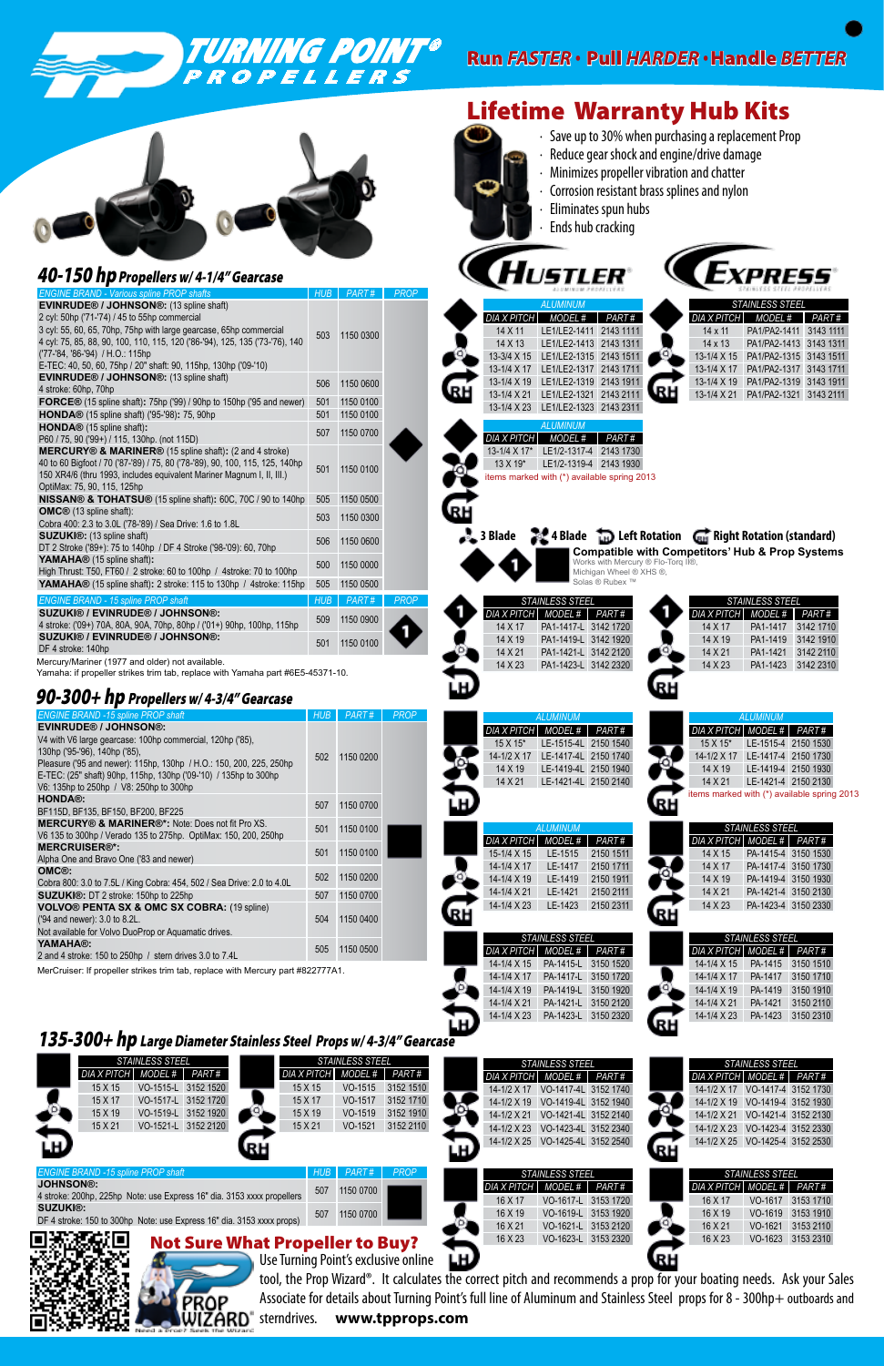# TURNING POINT® PROPELLERS

**Run FASTER • Pull HARDER • Handle BETTER**

## 40-150 hp Propellers w/ 4-1/4" Gearcase

| ENGINE BRAND - Various spline PROP shafts | HUB | PART # | PROP |
|---|---|---|---|
| **EVINRUDE® / JOHNSON®:** (13 spline shaft) 2 cyl: 50hp ('71-'74) / 45 to 55hp commercial 3 cyl: 55, 60, 65, 70hp, 75hp with large gearcase, 65hp commercial 4 cyl: 75, 85, 88, 90, 100, 110, 115, 120 ('86-'94), 125, 135 ('73-'76), 140 ('77-'84, '86-'94) / H.O.: 115hp E-TEC: 40, 50, 60, 75hp / 20" shaft: 90, 115hp, 130hp ('09-'10) | 503 | 1150 0300 | |
| **EVINRUDE® / JOHNSON®:** (13 spline shaft) 4 stroke: 60hp, 70hp | 506 | 1150 0600 | |
| **FORCE®** (15 spline shaft): 75hp ('99) / 90hp to 150hp ('95 and newer) | 501 | 1150 0100 | |
| **HONDA®** (15 spline shaft) ('95-'98): 75, 90hp | 501 | 1150 0100 | |
| **HONDA®** (15 spline shaft): P60 / 75, 90 ('99+) / 115, 130hp. (not 115D) | 507 | 1150 0700 | |
| **MERCURY® & MARINER®** (15 spline shaft): (2 and 4 stroke) 40 to 60 Bigfoot / 70 ('87-'89) / 75, 80 ('78-'89), 90, 100, 115, 125, 140hp 150 XR4/6 (thru 1993, includes equivalent Mariner Magnum I, II, III.) OptiMax: 75, 90, 115, 125hp | 501 | 1150 0100 | |
| **NISSAN® & TOHATSU®** (15 spline shaft): 60C, 70C / 90 to 140hp | 505 | 1150 0500 | |
| **OMC®** (13 spline shaft): Cobra 400: 2.3 to 3.0L ('78-'89) / Sea Drive: 1.6 to 1.8L | 503 | 1150 0300 | |
| **SUZUKI®:** (13 spline shaft) DT 2 Stroke ('89+): 75 to 140hp / DF 4 Stroke ('98-'09): 60, 70hp | 506 | 1150 0600 | |
| **YAMAHA®** (15 spline shaft): High Thrust: T50, FT60 / 2 stroke: 60 to 100hp / 4stroke: 70 to 100hp | 500 | 1150 0000 | |
| **YAMAHA®** (15 spline shaft): 2 stroke: 115 to 130hp / 4stroke: 115hp | 505 | 1150 0500 | |

| ENGINE BRAND - 15 spline PROP shaft | HUB | PART # | PROP |
|---|---|---|---|
| **SUZUKI® / EVINRUDE® / JOHNSON®:** 4 stroke: ('09+) 70A, 80A, 90A, 70hp, 80hp / ('01+) 90hp, 100hp, 115hp | 509 | 1150 0900 | |
| **SUZUKI® / EVINRUDE® / JOHNSON®:** DF 4 stroke: 140hp | 501 | 1150 0100 | |

Mercury/Mariner (1977 and older) not available.
Yamaha: if propeller strikes trim tab, replace with Yamaha part #6E5-45371-10.

## 90-300+ hp Propellers w/ 4-3/4" Gearcase

| ENGINE BRAND -15 spline PROP shaft | HUB | PART # | PROP |
|---|---|---|---|
| **EVINRUDE® / JOHNSON®:** V4 with V6 large gearcase: 100hp commercial, 120hp ('85), 130hp ('95-'96), 140hp ('85), Pleasure ('95 and newer): 115hp, 130hp / H.O.: 150, 200, 225, 250hp E-TEC: (25" shaft) 90hp, 115hp, 130hp ('09-'10) / 135hp to 300hp V6: 135hp to 250hp / V8: 250hp to 300hp | 502 | 1150 0200 | |
| **HONDA®:** BF115D, BF135, BF150, BF200, BF225 | 507 | 1150 0700 | |
| **MERCURY® & MARINER®*:** Note: Does not fit Pro XS. V6 135 to 300hp / Verado 135 to 275hp. OptiMax: 150, 200, 250hp | 501 | 1150 0100 | |
| **MERCRUISER®*:** Alpha One and Bravo One ('83 and newer) | 501 | 1150 0100 | |
| **OMC®:** Cobra 800: 3.0 to 7.5L / King Cobra: 454, 502 / Sea Drive: 2.0 to 4.0L | 502 | 1150 0200 | |
| **SUZUKI®:** DT 2 stroke: 150hp to 225hp | 507 | 1150 0700 | |
| **VOLVO® PENTA SX & OMC SX COBRA:** (19 spline) ('94 and newer): 3.0 to 8.2L. Not available for Volvo DuoProp or Aquamatic drives. | 504 | 1150 0400 | |
| **YAMAHA®:** 2 and 4 stroke: 150 to 250hp / stern drives 3.0 to 7.4L | 505 | 1150 0500 | |

MerCruiser: If propeller strikes trim tab, replace with Mercury part #822777A1.

## 135-300+ hp Large Diameter Stainless Steel Props w/ 4-3/4" Gearcase

STAINLESS STEEL (LH)

| DIA X PITCH | MODEL # | PART # |
|---|---|---|
| 15 X 15 | VO-1515-L | 3152 1520 |
| 15 X 17 | VO-1517-L | 3152 1720 |
| 15 X 19 | VO-1519-L | 3152 1920 |
| 15 X 21 | VO-1521-L | 3152 2120 |

STAINLESS STEEL (RH)

| DIA X PITCH | MODEL # | PART # |
|---|---|---|
| 15 X 15 | VO-1515 | 3152 1510 |
| 15 X 17 | VO-1517 | 3152 1710 |
| 15 X 19 | VO-1519 | 3152 1910 |
| 15 X 21 | VO-1521 | 3152 2110 |

| ENGINE BRAND -15 spline PROP shaft | HUB | PART # | PROP |
|---|---|---|---|
| **JOHNSON®:** 4 stroke: 200hp, 225hp Note: use Express 16" dia. 3153 xxxx propellers | 507 | 1150 0700 | |
| **SUZUKI®:** DF 4 stroke: 150 to 300hp Note: use Express 16" dia. 3153 xxxx props) | 507 | 1150 0700 | |

## Not Sure What Propeller to Buy?

Use Turning Point's exclusive online tool, the Prop Wizard®. It calculates the correct pitch and recommends a prop for your boating needs. Ask your Sales Associate for details about Turning Point's full line of Aluminum and Stainless Steel props for 8 - 300hp+ outboards and sterndrives. **www.tpprops.com**

## Lifetime Warranty Hub Kits

- Save up to 30% when purchasing a replacement Prop
- Reduce gear shock and engine/drive damage
- Minimizes propeller vibration and chatter
- Corrosion resistant brass splines and nylon
- Eliminates spun hubs
- Ends hub cracking

### HUSTLER — ALUMINUM (RH)

| DIA X PITCH | MODEL # | PART # |
|---|---|---|
| 14 X 11 | LE1/LE2-1411 | 2143 1111 |
| 14 X 13 | LE1/LE2-1413 | 2143 1311 |
| 13-3/4 X 15 | LE1/LE2-1315 | 2143 1511 |
| 13-1/4 X 17 | LE1/LE2-1317 | 2143 1711 |
| 13-1/4 X 19 | LE1/LE2-1319 | 2143 1911 |
| 13-1/4 X 21 | LE1/LE2-1321 | 2143 2111 |
| 13-1/4 X 23 | LE1/LE2-1323 | 2143 2311 |

### EXPRESS — STAINLESS STEEL (RH)

| DIA X PITCH | MODEL # | PART # |
|---|---|---|
| 14 x 11 | PA1/PA2-1411 | 3143 1111 |
| 14 x 13 | PA1/PA2-1413 | 3143 1311 |
| 13-1/4 X 15 | PA1/PA2-1315 | 3143 1511 |
| 13-1/4 X 17 | PA1/PA2-1317 | 3143 1711 |
| 13-1/4 X 19 | PA1/PA2-1319 | 3143 1911 |
| 13-1/4 X 21 | PA1/PA2-1321 | 3143 2111 |

ALUMINUM (4 Blade, RH)

| DIA X PITCH | MODEL # | PART # |
|---|---|---|
| 13-1/4 X 17* | LE1/2-1317-4 | 2143 1730 |
| 13 X 19* | LE1/2-1319-4 | 2143 1930 |

items marked with (*) available spring 2013

3 Blade · 4 Blade · LH Left Rotation · RH Right Rotation (standard)

**Compatible with Competitors' Hub & Prop Systems**
Works with Mercury ® Flo-Torq II®, Michigan Wheel ® XHS ®, Solas ® Rubex ™

STAINLESS STEEL (LH)

| DIA X PITCH | MODEL # | PART # |
|---|---|---|
| 14 X 17 | PA1-1417-L | 3142 1720 |
| 14 X 19 | PA1-1419-L | 3142 1920 |
| 14 X 21 | PA1-1421-L | 3142 2120 |
| 14 X 23 | PA1-1423-L | 3142 2320 |

STAINLESS STEEL (RH)

| DIA X PITCH | MODEL # | PART # |
|---|---|---|
| 14 X 17 | PA1-1417 | 3142 1710 |
| 14 X 19 | PA1-1419 | 3142 1910 |
| 14 X 21 | PA1-1421 | 3142 2110 |
| 14 X 23 | PA1-1423 | 3142 2310 |

ALUMINUM (4 Blade, LH)

| DIA X PITCH | MODEL # | PART # |
|---|---|---|
| 15 X 15* | LE-1515-4L | 2150 1540 |
| 14-1/2 X 17 | LE-1417-4L | 2150 1740 |
| 14 X 19 | LE-1419-4L | 2150 1940 |
| 14 X 21 | LE-1421-4L | 2150 2140 |

ALUMINUM (4 Blade, RH)

| DIA X PITCH | MODEL # | PART # |
|---|---|---|
| 15 X 15* | LE-1515-4 | 2150 1530 |
| 14-1/2 X 17 | LE-1417-4 | 2150 1730 |
| 14 X 19 | LE-1419-4 | 2150 1930 |
| 14 X 21 | LE-1421-4 | 2150 2130 |

items marked with (*) available spring 2013

ALUMINUM (RH)

| DIA X PITCH | MODEL # | PART # |
|---|---|---|
| 15-1/4 X 15 | LE-1515 | 2150 1511 |
| 14-1/4 X 17 | LE-1417 | 2150 1711 |
| 14-1/4 X 19 | LE-1419 | 2150 1911 |
| 14-1/4 X 21 | LE-1421 | 2150 2111 |
| 14-1/4 X 23 | LE-1423 | 2150 2311 |

STAINLESS STEEL (4 Blade, RH)

| DIA X PITCH | MODEL # | PART # |
|---|---|---|
| 14 X 15 | PA-1415-4 | 3150 1530 |
| 14 X 17 | PA-1417-4 | 3150 1730 |
| 14 X 19 | PA-1419-4 | 3150 1930 |
| 14 X 21 | PA-1421-4 | 3150 2130 |
| 14 X 23 | PA-1423-4 | 3150 2330 |

STAINLESS STEEL (LH)

| DIA X PITCH | MODEL # | PART # |
|---|---|---|
| 14-1/4 X 15 | PA-1415-L | 3150 1520 |
| 14-1/4 X 17 | PA-1417-L | 3150 1720 |
| 14-1/4 X 19 | PA-1419-L | 3150 1920 |
| 14-1/4 X 21 | PA-1421-L | 3150 2120 |
| 14-1/4 X 23 | PA-1423-L | 3150 2320 |

STAINLESS STEEL (RH)

| DIA X PITCH | MODEL # | PART # |
|---|---|---|
| 14-1/4 X 15 | PA-1415 | 3150 1510 |
| 14-1/4 X 17 | PA-1417 | 3150 1710 |
| 14-1/4 X 19 | PA-1419 | 3150 1910 |
| 14-1/4 X 21 | PA-1421 | 3150 2110 |
| 14-1/4 X 23 | PA-1423 | 3150 2310 |

STAINLESS STEEL (4 Blade, LH)

| DIA X PITCH | MODEL # | PART # |
|---|---|---|
| 14-1/2 X 17 | VO-1417-4L | 3152 1740 |
| 14-1/2 X 19 | VO-1419-4L | 3152 1940 |
| 14-1/2 X 21 | VO-1421-4L | 3152 2140 |
| 14-1/2 X 23 | VO-1423-4L | 3152 2340 |
| 14-1/2 X 25 | VO-1425-4L | 3152 2540 |

STAINLESS STEEL (4 Blade, RH)

| DIA X PITCH | MODEL # | PART # |
|---|---|---|
| 14-1/2 X 17 | VO-1417-4 | 3152 1730 |
| 14-1/2 X 19 | VO-1419-4 | 3152 1930 |
| 14-1/2 X 21 | VO-1421-4 | 3152 2130 |
| 14-1/2 X 23 | VO-1423-4 | 3152 2330 |
| 14-1/2 X 25 | VO-1425-4 | 3152 2530 |

STAINLESS STEEL (LH)

| DIA X PITCH | MODEL # | PART # |
|---|---|---|
| 16 X 17 | VO-1617-L | 3153 1720 |
| 16 X 19 | VO-1619-L | 3153 1920 |
| 16 X 21 | VO-1621-L | 3153 2120 |
| 16 X 23 | VO-1623-L | 3153 2320 |

STAINLESS STEEL (RH)

| DIA X PITCH | MODEL # | PART # |
|---|---|---|
| 16 X 17 | VO-1617 | 3153 1710 |
| 16 X 19 | VO-1619 | 3153 1910 |
| 16 X 21 | VO-1621 | 3153 2110 |
| 16 X 23 | VO-1623 | 3153 2310 |